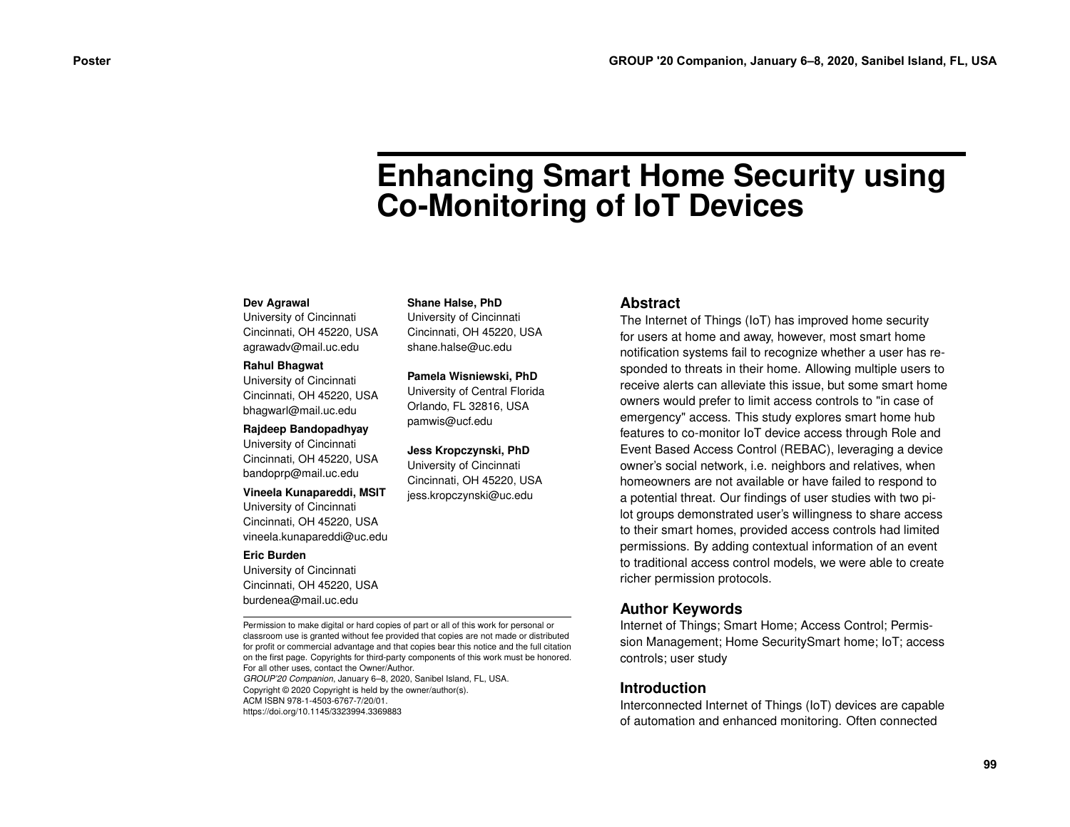# Enhancing Smart Home Security using Co-Monitoring of IoT Devices

**Dev Agrawal**
University of Cincinnati
Cincinnati, OH 45220, USA
agrawadv@mail.uc.edu

**Rahul Bhagwat**
University of Cincinnati
Cincinnati, OH 45220, USA
bhagwarl@mail.uc.edu

**Rajdeep Bandopadhyay**
University of Cincinnati
Cincinnati, OH 45220, USA
bandoprp@mail.uc.edu

**Vineela Kunapareddi, MSIT**
University of Cincinnati
Cincinnati, OH 45220, USA
vineela.kunapareddi@uc.edu

**Eric Burden**
University of Cincinnati
Cincinnati, OH 45220, USA
burdenea@mail.uc.edu

**Shane Halse, PhD**
University of Cincinnati
Cincinnati, OH 45220, USA
shane.halse@uc.edu

**Pamela Wisniewski, PhD**
University of Central Florida
Orlando, FL 32816, USA
pamwis@ucf.edu

**Jess Kropczynski, PhD**
University of Cincinnati
Cincinnati, OH 45220, USA
jess.kropczynski@uc.edu

Permission to make digital or hard copies of part or all of this work for personal or classroom use is granted without fee provided that copies are not made or distributed for profit or commercial advantage and that copies bear this notice and the full citation on the first page. Copyrights for third-party components of this work must be honored. For all other uses, contact the Owner/Author.
*GROUP'20 Companion*, January 6–8, 2020, Sanibel Island, FL, USA.
Copyright © 2020 Copyright is held by the owner/author(s).
ACM ISBN 978-1-4503-6767-7/20/01.
https://doi.org/10.1145/3323994.3369883

## Abstract

The Internet of Things (IoT) has improved home security for users at home and away, however, most smart home notification systems fail to recognize whether a user has responded to threats in their home. Allowing multiple users to receive alerts can alleviate this issue, but some smart home owners would prefer to limit access controls to "in case of emergency" access. This study explores smart home hub features to co-monitor IoT device access through Role and Event Based Access Control (REBAC), leveraging a device owner's social network, i.e. neighbors and relatives, when homeowners are not available or have failed to respond to a potential threat. Our findings of user studies with two pilot groups demonstrated user's willingness to share access to their smart homes, provided access controls had limited permissions. By adding contextual information of an event to traditional access control models, we were able to create richer permission protocols.

## Author Keywords

Internet of Things; Smart Home; Access Control; Permission Management; Home SecuritySmart home; IoT; access controls; user study

## Introduction

Interconnected Internet of Things (IoT) devices are capable of automation and enhanced monitoring. Often connected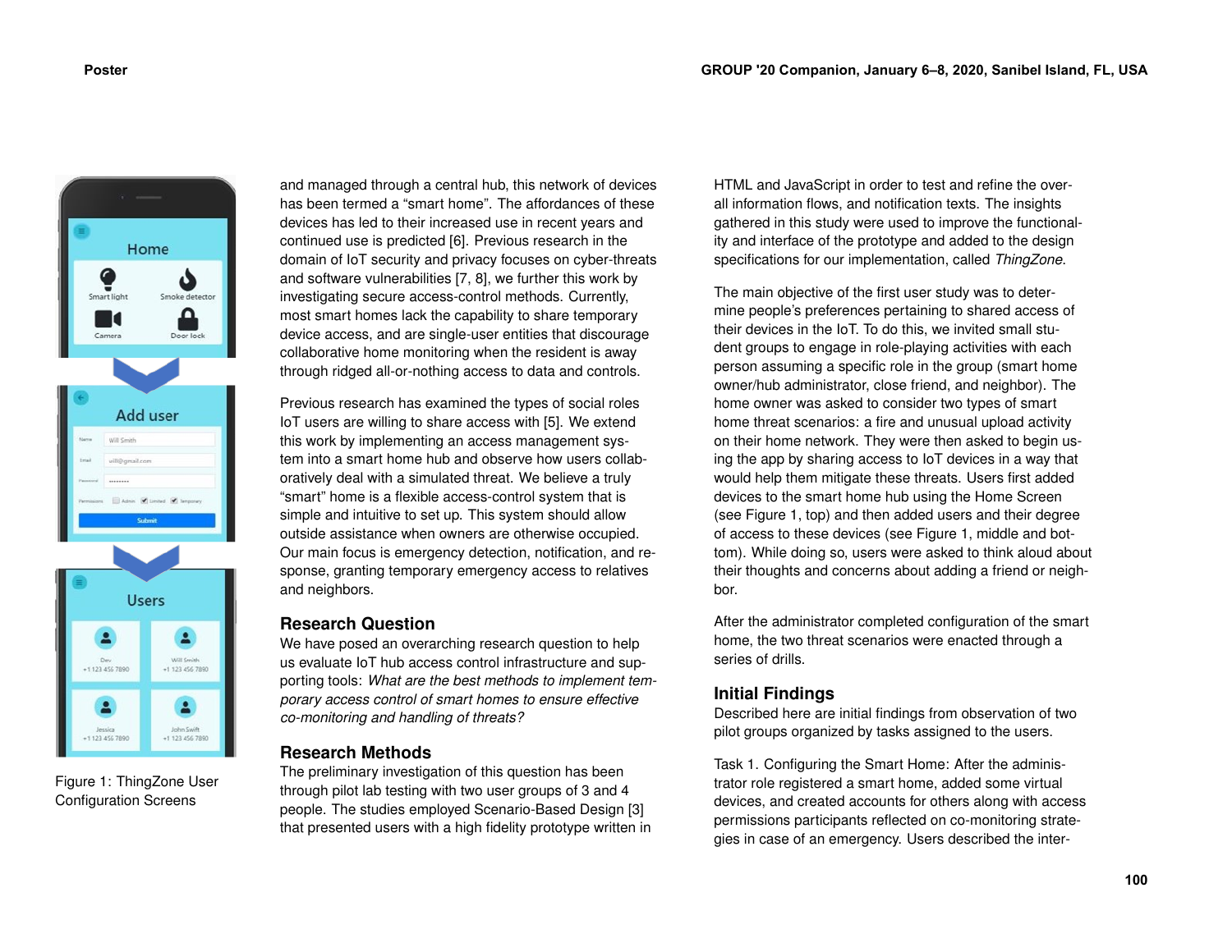Figure 1: ThingZone User Configuration Screens

and managed through a central hub, this network of devices has been termed a "smart home". The affordances of these devices has led to their increased use in recent years and continued use is predicted [6]. Previous research in the domain of IoT security and privacy focuses on cyber-threats and software vulnerabilities [7, 8], we further this work by investigating secure access-control methods. Currently, most smart homes lack the capability to share temporary device access, and are single-user entities that discourage collaborative home monitoring when the resident is away through ridged all-or-nothing access to data and controls.

Previous research has examined the types of social roles IoT users are willing to share access with [5]. We extend this work by implementing an access management system into a smart home hub and observe how users collaboratively deal with a simulated threat. We believe a truly "smart" home is a flexible access-control system that is simple and intuitive to set up. This system should allow outside assistance when owners are otherwise occupied. Our main focus is emergency detection, notification, and response, granting temporary emergency access to relatives and neighbors.

## Research Question

We have posed an overarching research question to help us evaluate IoT hub access control infrastructure and supporting tools: *What are the best methods to implement temporary access control of smart homes to ensure effective co-monitoring and handling of threats?*

## Research Methods

The preliminary investigation of this question has been through pilot lab testing with two user groups of 3 and 4 people. The studies employed Scenario-Based Design [3] that presented users with a high fidelity prototype written in HTML and JavaScript in order to test and refine the overall information flows, and notification texts. The insights gathered in this study were used to improve the functionality and interface of the prototype and added to the design specifications for our implementation, called *ThingZone*.

The main objective of the first user study was to determine people's preferences pertaining to shared access of their devices in the IoT. To do this, we invited small student groups to engage in role-playing activities with each person assuming a specific role in the group (smart home owner/hub administrator, close friend, and neighbor). The home owner was asked to consider two types of smart home threat scenarios: a fire and unusual upload activity on their home network. They were then asked to begin using the app by sharing access to IoT devices in a way that would help them mitigate these threats. Users first added devices to the smart home hub using the Home Screen (see Figure 1, top) and then added users and their degree of access to these devices (see Figure 1, middle and bottom). While doing so, users were asked to think aloud about their thoughts and concerns about adding a friend or neighbor.

After the administrator completed configuration of the smart home, the two threat scenarios were enacted through a series of drills.

## Initial Findings

Described here are initial findings from observation of two pilot groups organized by tasks assigned to the users.

Task 1. Configuring the Smart Home: After the administrator role registered a smart home, added some virtual devices, and created accounts for others along with access permissions participants reflected on co-monitoring strategies in case of an emergency. Users described the inter-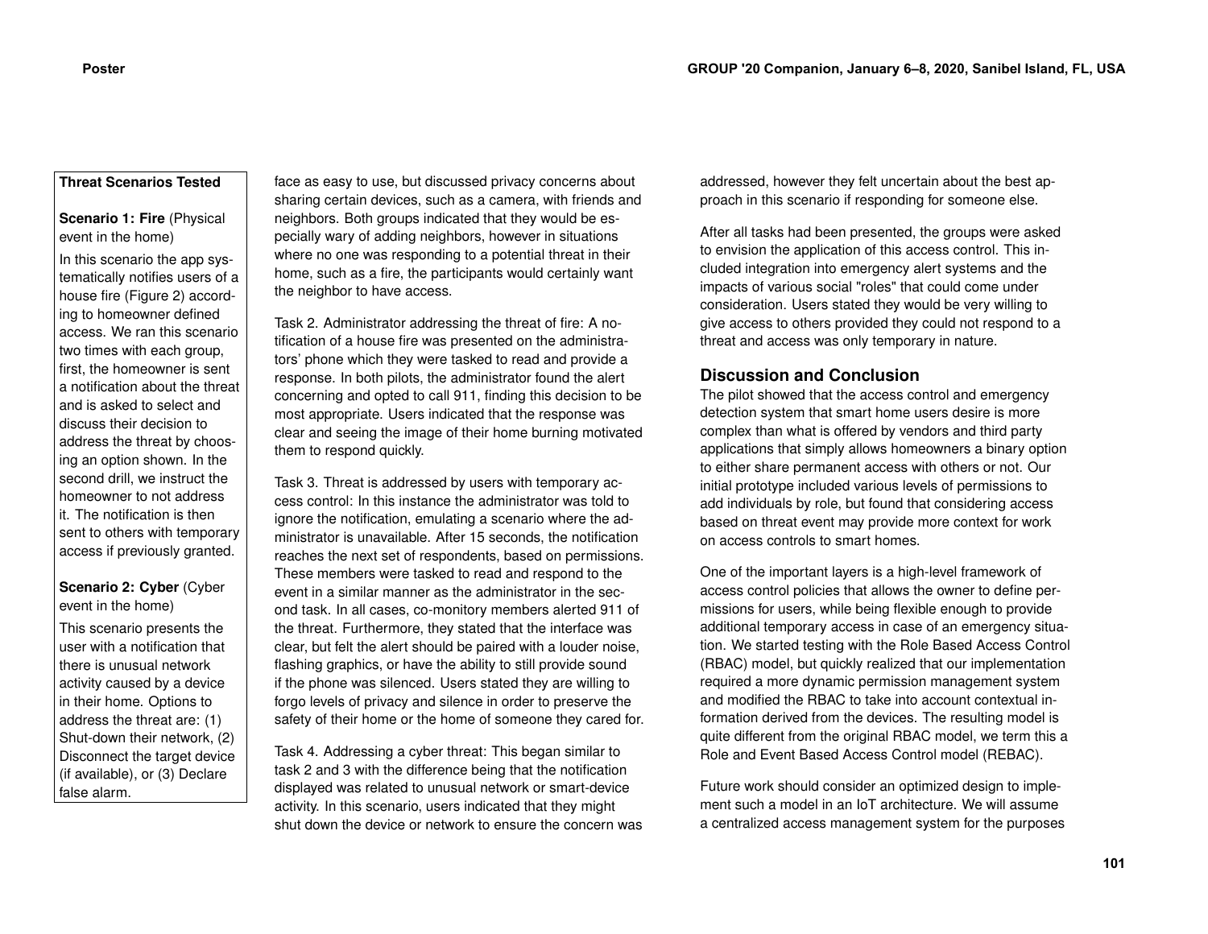**Threat Scenarios Tested**

**Scenario 1: Fire** (Physical event in the home)

In this scenario the app systematically notifies users of a house fire (Figure 2) according to homeowner defined access. We ran this scenario two times with each group, first, the homeowner is sent a notification about the threat and is asked to select and discuss their decision to address the threat by choosing an option shown. In the second drill, we instruct the homeowner to not address it. The notification is then sent to others with temporary access if previously granted.

**Scenario 2: Cyber** (Cyber event in the home)

This scenario presents the user with a notification that there is unusual network activity caused by a device in their home. Options to address the threat are: (1) Shut-down their network, (2) Disconnect the target device (if available), or (3) Declare false alarm.

face as easy to use, but discussed privacy concerns about sharing certain devices, such as a camera, with friends and neighbors. Both groups indicated that they would be especially wary of adding neighbors, however in situations where no one was responding to a potential threat in their home, such as a fire, the participants would certainly want the neighbor to have access.

Task 2. Administrator addressing the threat of fire: A notification of a house fire was presented on the administrators' phone which they were tasked to read and provide a response. In both pilots, the administrator found the alert concerning and opted to call 911, finding this decision to be most appropriate. Users indicated that the response was clear and seeing the image of their home burning motivated them to respond quickly.

Task 3. Threat is addressed by users with temporary access control: In this instance the administrator was told to ignore the notification, emulating a scenario where the administrator is unavailable. After 15 seconds, the notification reaches the next set of respondents, based on permissions. These members were tasked to read and respond to the event in a similar manner as the administrator in the second task. In all cases, co-monitory members alerted 911 of the threat. Furthermore, they stated that the interface was clear, but felt the alert should be paired with a louder noise, flashing graphics, or have the ability to still provide sound if the phone was silenced. Users stated they are willing to forgo levels of privacy and silence in order to preserve the safety of their home or the home of someone they cared for.

Task 4. Addressing a cyber threat: This began similar to task 2 and 3 with the difference being that the notification displayed was related to unusual network or smart-device activity. In this scenario, users indicated that they might shut down the device or network to ensure the concern was addressed, however they felt uncertain about the best approach in this scenario if responding for someone else.

After all tasks had been presented, the groups were asked to envision the application of this access control. This included integration into emergency alert systems and the impacts of various social "roles" that could come under consideration. Users stated they would be very willing to give access to others provided they could not respond to a threat and access was only temporary in nature.

## Discussion and Conclusion

The pilot showed that the access control and emergency detection system that smart home users desire is more complex than what is offered by vendors and third party applications that simply allows homeowners a binary option to either share permanent access with others or not. Our initial prototype included various levels of permissions to add individuals by role, but found that considering access based on threat event may provide more context for work on access controls to smart homes.

One of the important layers is a high-level framework of access control policies that allows the owner to define permissions for users, while being flexible enough to provide additional temporary access in case of an emergency situation. We started testing with the Role Based Access Control (RBAC) model, but quickly realized that our implementation required a more dynamic permission management system and modified the RBAC to take into account contextual information derived from the devices. The resulting model is quite different from the original RBAC model, we term this a Role and Event Based Access Control model (REBAC).

Future work should consider an optimized design to implement such a model in an IoT architecture. We will assume a centralized access management system for the purposes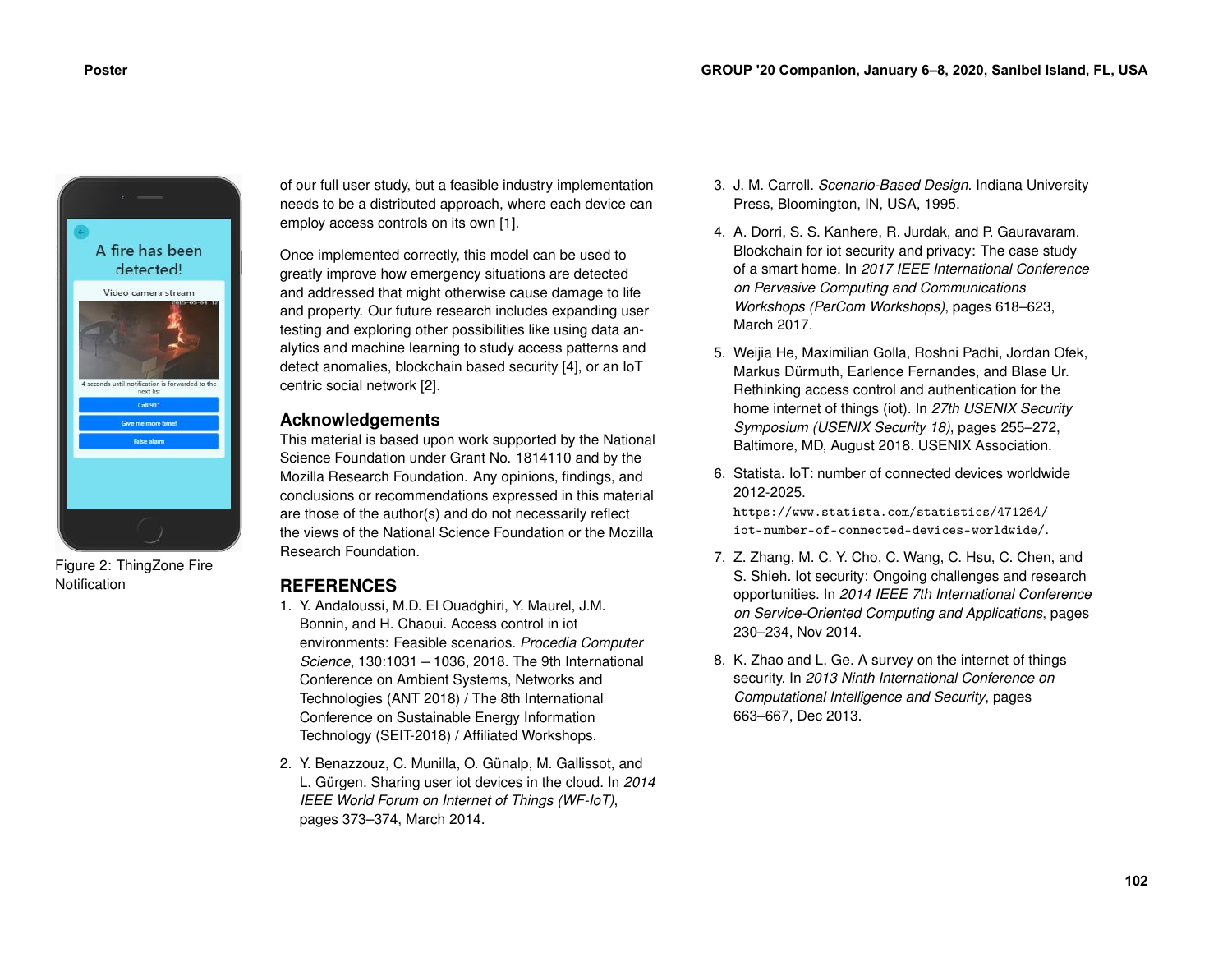Figure 2: ThingZone Fire Notification

of our full user study, but a feasible industry implementation needs to be a distributed approach, where each device can employ access controls on its own [1].

Once implemented correctly, this model can be used to greatly improve how emergency situations are detected and addressed that might otherwise cause damage to life and property. Our future research includes expanding user testing and exploring other possibilities like using data analytics and machine learning to study access patterns and detect anomalies, blockchain based security [4], or an IoT centric social network [2].

## Acknowledgements

This material is based upon work supported by the National Science Foundation under Grant No. 1814110 and by the Mozilla Research Foundation. Any opinions, findings, and conclusions or recommendations expressed in this material are those of the author(s) and do not necessarily reflect the views of the National Science Foundation or the Mozilla Research Foundation.

## REFERENCES

1. Y. Andaloussi, M.D. El Ouadghiri, Y. Maurel, J.M. Bonnin, and H. Chaoui. Access control in iot environments: Feasible scenarios. *Procedia Computer Science*, 130:1031 – 1036, 2018. The 9th International Conference on Ambient Systems, Networks and Technologies (ANT 2018) / The 8th International Conference on Sustainable Energy Information Technology (SEIT-2018) / Affiliated Workshops.
2. Y. Benazzouz, C. Munilla, O. Günalp, M. Gallissot, and L. Gürgen. Sharing user iot devices in the cloud. In *2014 IEEE World Forum on Internet of Things (WF-IoT)*, pages 373–374, March 2014.
3. J. M. Carroll. *Scenario-Based Design*. Indiana University Press, Bloomington, IN, USA, 1995.
4. A. Dorri, S. S. Kanhere, R. Jurdak, and P. Gauravaram. Blockchain for iot security and privacy: The case study of a smart home. In *2017 IEEE International Conference on Pervasive Computing and Communications Workshops (PerCom Workshops)*, pages 618–623, March 2017.
5. Weijia He, Maximilian Golla, Roshni Padhi, Jordan Ofek, Markus Dürmuth, Earlence Fernandes, and Blase Ur. Rethinking access control and authentication for the home internet of things (iot). In *27th USENIX Security Symposium (USENIX Security 18)*, pages 255–272, Baltimore, MD, August 2018. USENIX Association.
6. Statista. IoT: number of connected devices worldwide 2012-2025. `https://www.statista.com/statistics/471264/iot-number-of-connected-devices-worldwide/`.
7. Z. Zhang, M. C. Y. Cho, C. Wang, C. Hsu, C. Chen, and S. Shieh. Iot security: Ongoing challenges and research opportunities. In *2014 IEEE 7th International Conference on Service-Oriented Computing and Applications*, pages 230–234, Nov 2014.
8. K. Zhao and L. Ge. A survey on the internet of things security. In *2013 Ninth International Conference on Computational Intelligence and Security*, pages 663–667, Dec 2013.